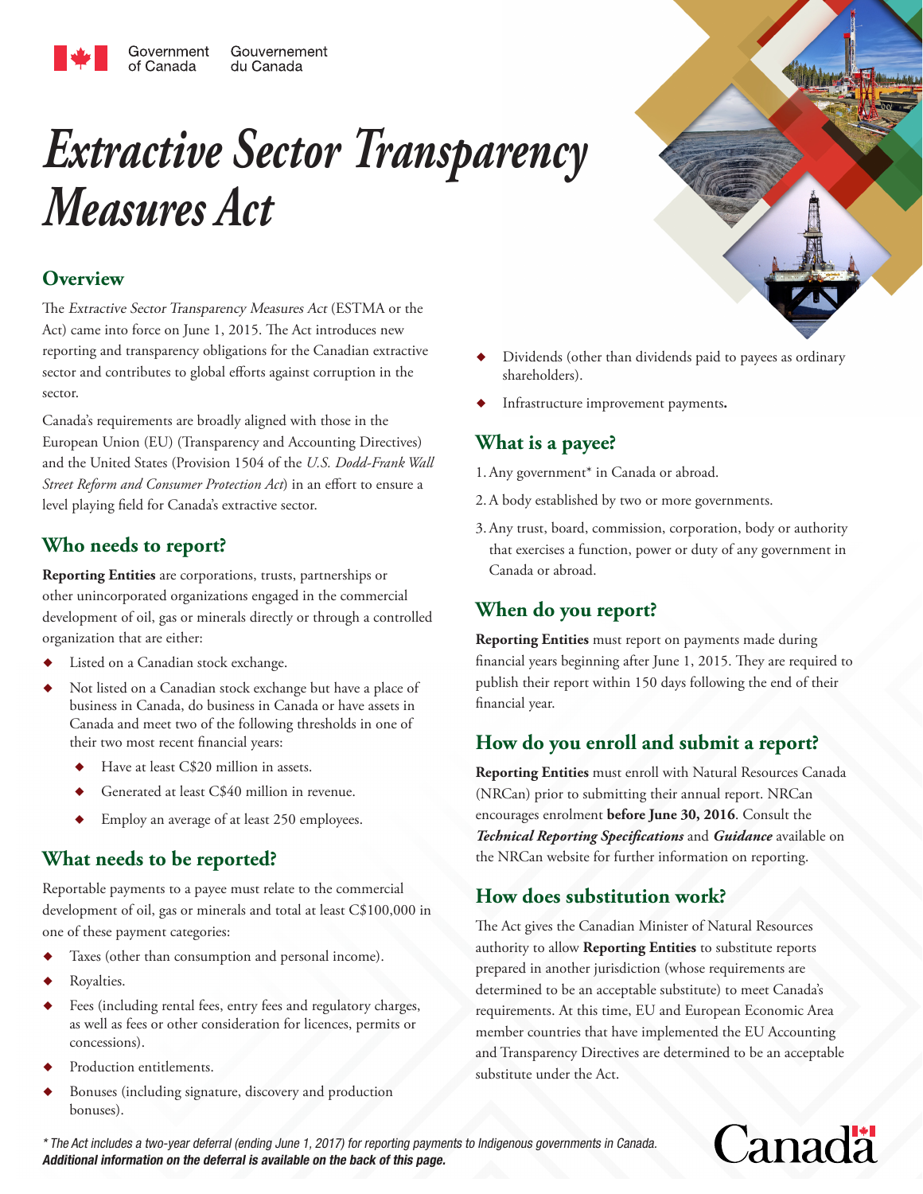Government of Canada Gouvernement du Canada

# *Extractive Sector Transparency Measures Act*

## Overview

The *Extractive Sector Transparency Measures Act* (ESTMA or the Act) came into force on June 1, 2015. The Act introduces new reporting and transparency obligations for the Canadian extractive sector and contributes to global efforts against corruption in the sector.

Canada's requirements are broadly aligned with those in the European Union (EU) (Transparency and Accounting Directives) and the United States (Provision 1504 of the *U.S. Dodd-Frank Wall Street Reform and Consumer Protection Act*) in an effort to ensure a level playing field for Canada's extractive sector.

## Who needs to report?

**Reporting Entities** are corporations, trusts, partnerships or other unincorporated organizations engaged in the commercial development of oil, gas or minerals directly or through a controlled organization that are either:

- Listed on a Canadian stock exchange.
- Not listed on a Canadian stock exchange but have a place of business in Canada, do business in Canada or have assets in Canada and meet two of the following thresholds in one of their two most recent financial years:
  - Have at least C$20 million in assets.
  - Generated at least C$40 million in revenue.
  - Employ an average of at least 250 employees.

## What needs to be reported?

Reportable payments to a payee must relate to the commercial development of oil, gas or minerals and total at least C$100,000 in one of these payment categories:

- Taxes (other than consumption and personal income).
- Royalties.
- Fees (including rental fees, entry fees and regulatory charges, as well as fees or other consideration for licences, permits or concessions).
- Production entitlements.
- Bonuses (including signature, discovery and production bonuses).
- Dividends (other than dividends paid to payees as ordinary shareholders).
- Infrastructure improvement payments.

## What is a payee?

1. Any government* in Canada or abroad.
2. A body established by two or more governments.
3. Any trust, board, commission, corporation, body or authority that exercises a function, power or duty of any government in Canada or abroad.

## When do you report?

**Reporting Entities** must report on payments made during financial years beginning after June 1, 2015. They are required to publish their report within 150 days following the end of their financial year.

## How do you enroll and submit a report?

**Reporting Entities** must enroll with Natural Resources Canada (NRCan) prior to submitting their annual report. NRCan encourages enrolment **before June 30, 2016**. Consult the ***Technical Reporting Specifications*** and ***Guidance*** available on the NRCan website for further information on reporting.

## How does substitution work?

The Act gives the Canadian Minister of Natural Resources authority to allow **Reporting Entities** to substitute reports prepared in another jurisdiction (whose requirements are determined to be an acceptable substitute) to meet Canada's requirements. At this time, EU and European Economic Area member countries that have implemented the EU Accounting and Transparency Directives are determined to be an acceptable substitute under the Act.

*\* The Act includes a two-year deferral (ending June 1, 2017) for reporting payments to Indigenous governments in Canada.*
***Additional information on the deferral is available on the back of this page.***

Canada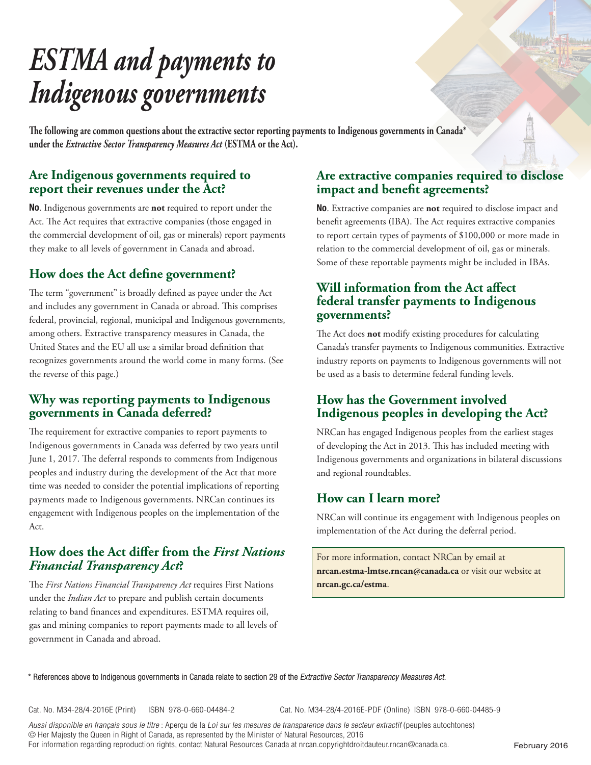# *ESTMA and payments to Indigenous governments*

**The following are common questions about the extractive sector reporting payments to Indigenous governments in Canada* under the *Extractive Sector Transparency Measures Act* (ESTMA or the Act).**

## Are Indigenous governments required to report their revenues under the Act?

**No**. Indigenous governments are **not** required to report under the Act. The Act requires that extractive companies (those engaged in the commercial development of oil, gas or minerals) report payments they make to all levels of government in Canada and abroad.

## How does the Act define government?

The term "government" is broadly defined as payee under the Act and includes any government in Canada or abroad. This comprises federal, provincial, regional, municipal and Indigenous governments, among others. Extractive transparency measures in Canada, the United States and the EU all use a similar broad definition that recognizes governments around the world come in many forms. (See the reverse of this page.)

## Why was reporting payments to Indigenous governments in Canada deferred?

The requirement for extractive companies to report payments to Indigenous governments in Canada was deferred by two years until June 1, 2017. The deferral responds to comments from Indigenous peoples and industry during the development of the Act that more time was needed to consider the potential implications of reporting payments made to Indigenous governments. NRCan continues its engagement with Indigenous peoples on the implementation of the Act.

## How does the Act differ from the *First Nations Financial Transparency Act*?

The *First Nations Financial Transparency Act* requires First Nations under the *Indian Act* to prepare and publish certain documents relating to band finances and expenditures. ESTMA requires oil, gas and mining companies to report payments made to all levels of government in Canada and abroad.

## Are extractive companies required to disclose impact and benefit agreements?

**No**. Extractive companies are **not** required to disclose impact and benefit agreements (IBA). The Act requires extractive companies to report certain types of payments of $100,000 or more made in relation to the commercial development of oil, gas or minerals. Some of these reportable payments might be included in IBAs.

## Will information from the Act affect federal transfer payments to Indigenous governments?

The Act does **not** modify existing procedures for calculating Canada's transfer payments to Indigenous communities. Extractive industry reports on payments to Indigenous governments will not be used as a basis to determine federal funding levels.

## How has the Government involved Indigenous peoples in developing the Act?

NRCan has engaged Indigenous peoples from the earliest stages of developing the Act in 2013. This has included meeting with Indigenous governments and organizations in bilateral discussions and regional roundtables.

## How can I learn more?

NRCan will continue its engagement with Indigenous peoples on implementation of the Act during the deferral period.

For more information, contact NRCan by email at **nrcan.estma-lmtse.rncan@canada.ca** or visit our website at **nrcan.gc.ca/estma**.

\* References above to Indigenous governments in Canada relate to section 29 of the *Extractive Sector Transparency Measures Act*.

Cat. No. M34-28/4-2016E (Print) ISBN 978-0-660-04484-2 Cat. No. M34-28/4-2016E-PDF (Online) ISBN 978-0-660-04485-9

*Aussi disponible en français sous le titre* : Aperçu de la *Loi sur les mesures de transparence dans le secteur extractif* (peuples autochtones)
© Her Majesty the Queen in Right of Canada, as represented by the Minister of Natural Resources, 2016
For information regarding reproduction rights, contact Natural Resources Canada at nrcan.copyrightdroitdauteur.rncan@canada.ca.

February 2016